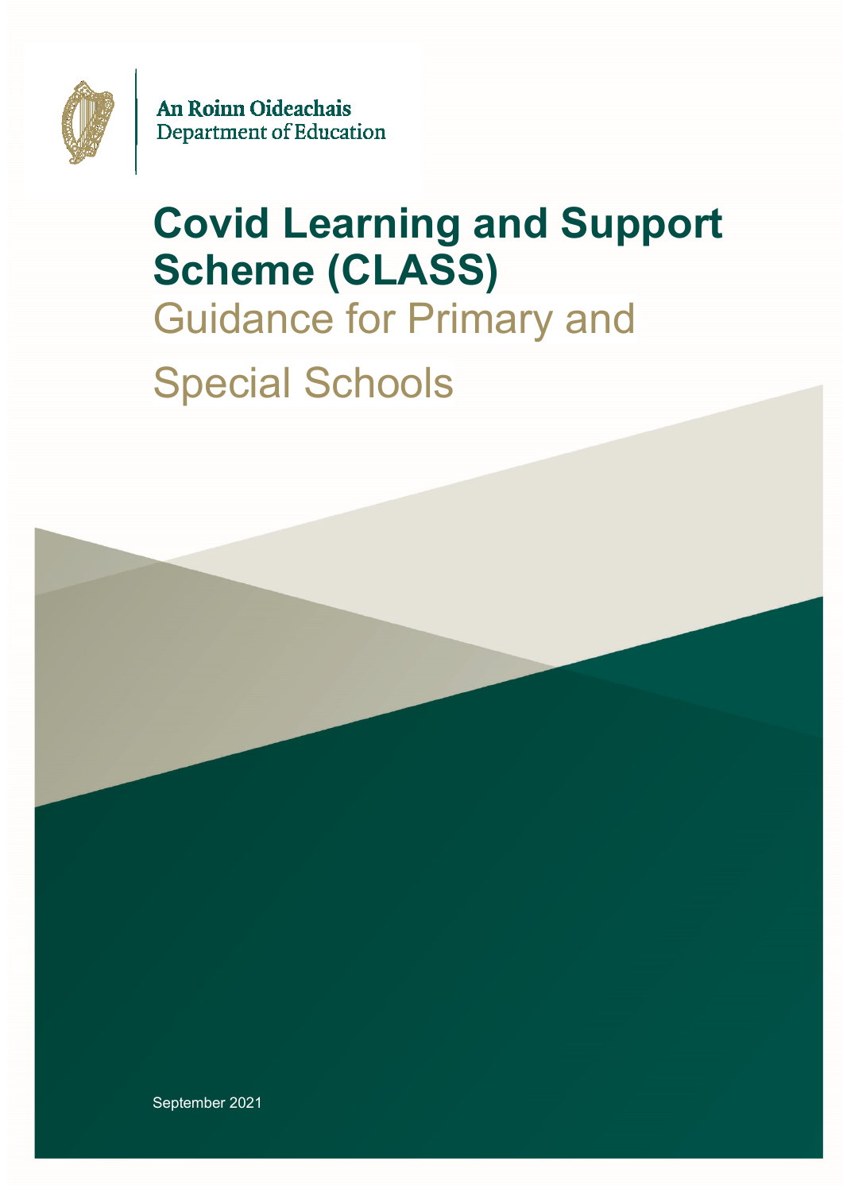An Roinn Oideachais
Department of Education

# Covid Learning and Support Scheme (CLASS)

## Guidance for Primary and Special Schools

September 2021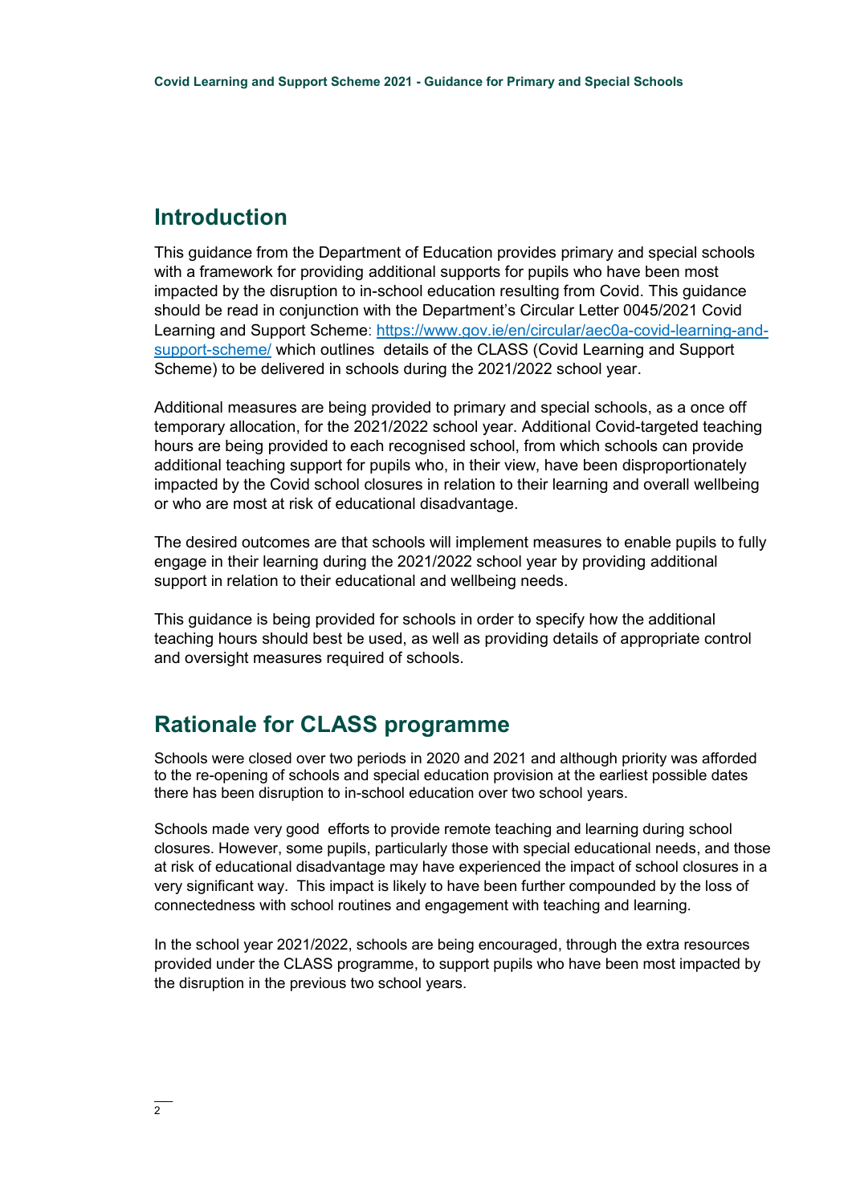## Introduction

This guidance from the Department of Education provides primary and special schools with a framework for providing additional supports for pupils who have been most impacted by the disruption to in-school education resulting from Covid. This guidance should be read in conjunction with the Department's Circular Letter 0045/2021 Covid Learning and Support Scheme: [https://www.gov.ie/en/circular/aec0a-covid-learning-and-support-scheme/](https://www.gov.ie/en/circular/aec0a-covid-learning-and-support-scheme/) which outlines details of the CLASS (Covid Learning and Support Scheme) to be delivered in schools during the 2021/2022 school year.

Additional measures are being provided to primary and special schools, as a once off temporary allocation, for the 2021/2022 school year. Additional Covid-targeted teaching hours are being provided to each recognised school, from which schools can provide additional teaching support for pupils who, in their view, have been disproportionately impacted by the Covid school closures in relation to their learning and overall wellbeing or who are most at risk of educational disadvantage.

The desired outcomes are that schools will implement measures to enable pupils to fully engage in their learning during the 2021/2022 school year by providing additional support in relation to their educational and wellbeing needs.

This guidance is being provided for schools in order to specify how the additional teaching hours should best be used, as well as providing details of appropriate control and oversight measures required of schools.

## Rationale for CLASS programme

Schools were closed over two periods in 2020 and 2021 and although priority was afforded to the re-opening of schools and special education provision at the earliest possible dates there has been disruption to in-school education over two school years.

Schools made very good efforts to provide remote teaching and learning during school closures. However, some pupils, particularly those with special educational needs, and those at risk of educational disadvantage may have experienced the impact of school closures in a very significant way. This impact is likely to have been further compounded by the loss of connectedness with school routines and engagement with teaching and learning.

In the school year 2021/2022, schools are being encouraged, through the extra resources provided under the CLASS programme, to support pupils who have been most impacted by the disruption in the previous two school years.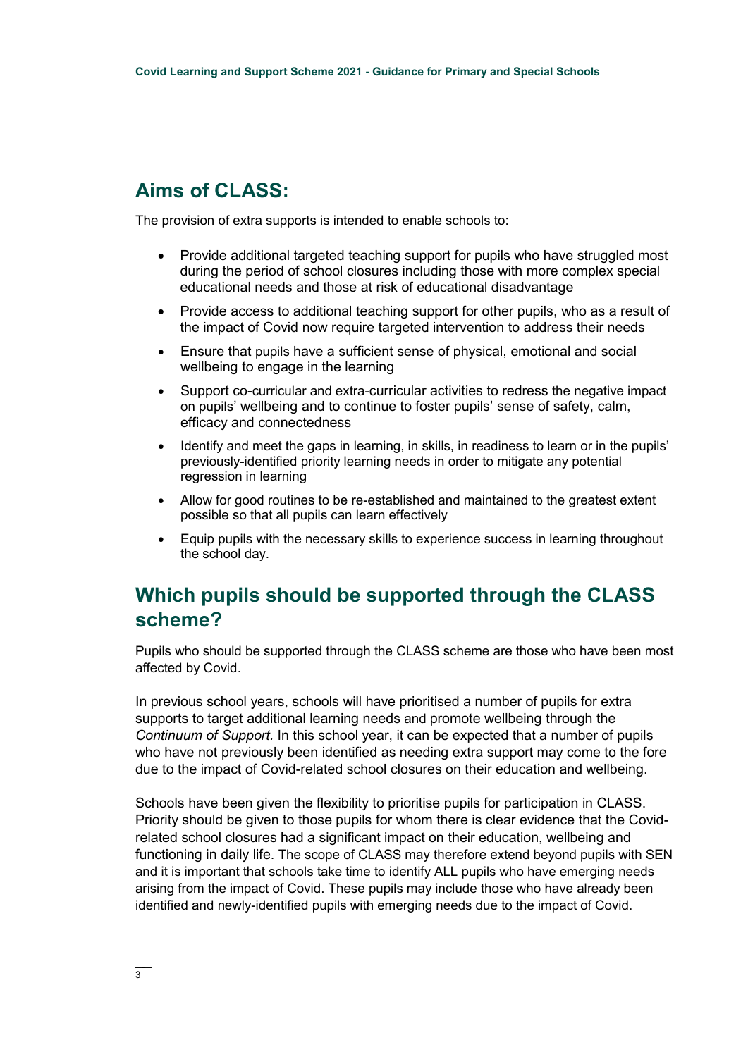## Aims of CLASS:

The provision of extra supports is intended to enable schools to:

- Provide additional targeted teaching support for pupils who have struggled most during the period of school closures including those with more complex special educational needs and those at risk of educational disadvantage
- Provide access to additional teaching support for other pupils, who as a result of the impact of Covid now require targeted intervention to address their needs
- Ensure that pupils have a sufficient sense of physical, emotional and social wellbeing to engage in the learning
- Support co-curricular and extra-curricular activities to redress the negative impact on pupils' wellbeing and to continue to foster pupils' sense of safety, calm, efficacy and connectedness
- Identify and meet the gaps in learning, in skills, in readiness to learn or in the pupils' previously-identified priority learning needs in order to mitigate any potential regression in learning
- Allow for good routines to be re-established and maintained to the greatest extent possible so that all pupils can learn effectively
- Equip pupils with the necessary skills to experience success in learning throughout the school day.

## Which pupils should be supported through the CLASS scheme?

Pupils who should be supported through the CLASS scheme are those who have been most affected by Covid.

In previous school years, schools will have prioritised a number of pupils for extra supports to target additional learning needs and promote wellbeing through the *Continuum of Support.* In this school year, it can be expected that a number of pupils who have not previously been identified as needing extra support may come to the fore due to the impact of Covid-related school closures on their education and wellbeing.

Schools have been given the flexibility to prioritise pupils for participation in CLASS. Priority should be given to those pupils for whom there is clear evidence that the Covid-related school closures had a significant impact on their education, wellbeing and functioning in daily life. The scope of CLASS may therefore extend beyond pupils with SEN and it is important that schools take time to identify ALL pupils who have emerging needs arising from the impact of Covid. These pupils may include those who have already been identified and newly-identified pupils with emerging needs due to the impact of Covid.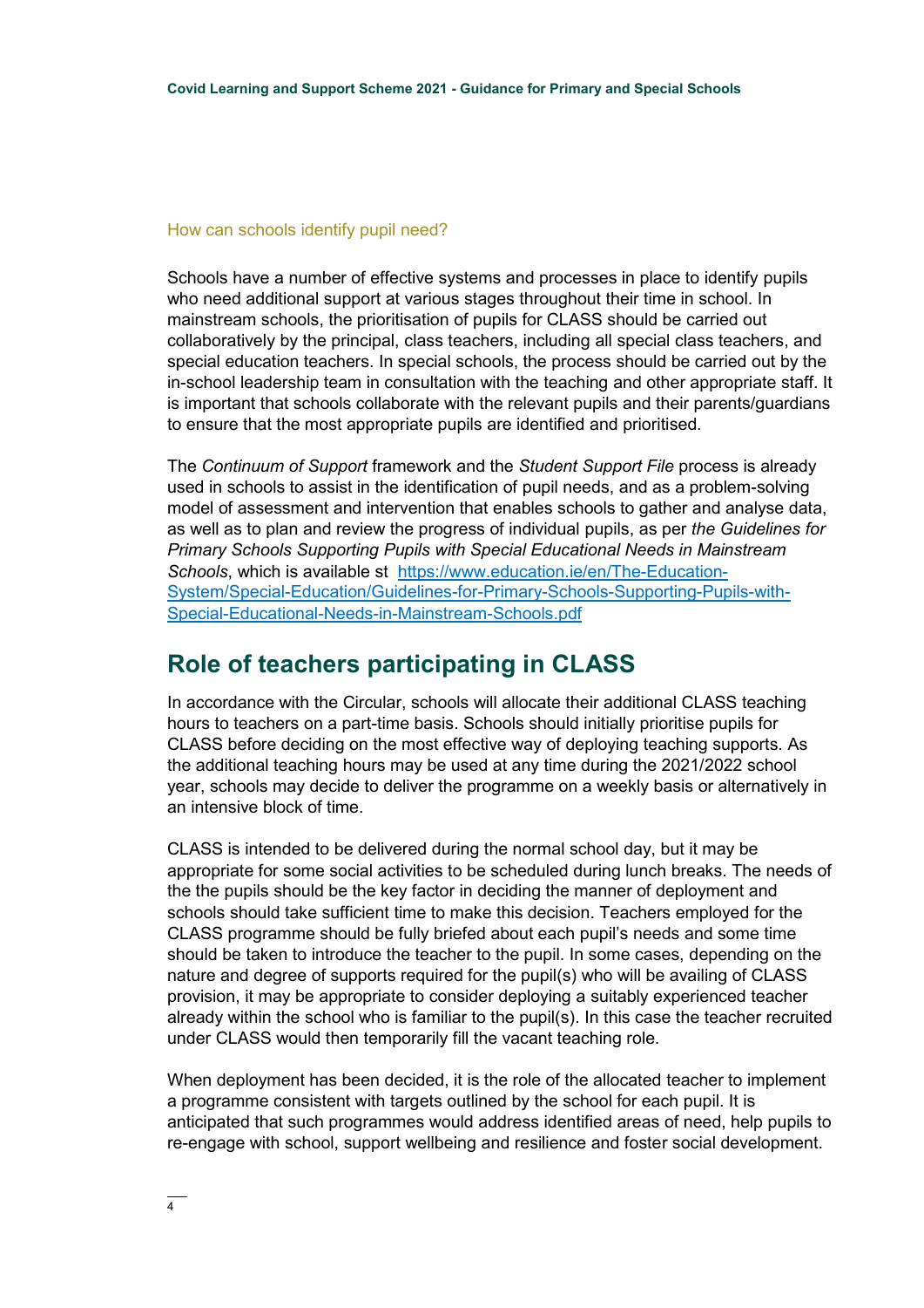### How can schools identify pupil need?

Schools have a number of effective systems and processes in place to identify pupils who need additional support at various stages throughout their time in school. In mainstream schools, the prioritisation of pupils for CLASS should be carried out collaboratively by the principal, class teachers, including all special class teachers, and special education teachers. In special schools, the process should be carried out by the in-school leadership team in consultation with the teaching and other appropriate staff. It is important that schools collaborate with the relevant pupils and their parents/guardians to ensure that the most appropriate pupils are identified and prioritised.

The *Continuum of Support* framework and the *Student Support File* process is already used in schools to assist in the identification of pupil needs, and as a problem-solving model of assessment and intervention that enables schools to gather and analyse data, as well as to plan and review the progress of individual pupils, as per *the Guidelines for Primary Schools Supporting Pupils with Special Educational Needs in Mainstream Schools*, which is available st [https://www.education.ie/en/The-Education-System/Special-Education/Guidelines-for-Primary-Schools-Supporting-Pupils-with-Special-Educational-Needs-in-Mainstream-Schools.pdf](https://www.education.ie/en/The-Education-System/Special-Education/Guidelines-for-Primary-Schools-Supporting-Pupils-with-Special-Educational-Needs-in-Mainstream-Schools.pdf)

## Role of teachers participating in CLASS

In accordance with the Circular, schools will allocate their additional CLASS teaching hours to teachers on a part-time basis. Schools should initially prioritise pupils for CLASS before deciding on the most effective way of deploying teaching supports. As the additional teaching hours may be used at any time during the 2021/2022 school year, schools may decide to deliver the programme on a weekly basis or alternatively in an intensive block of time.

CLASS is intended to be delivered during the normal school day, but it may be appropriate for some social activities to be scheduled during lunch breaks. The needs of the the pupils should be the key factor in deciding the manner of deployment and schools should take sufficient time to make this decision. Teachers employed for the CLASS programme should be fully briefed about each pupil's needs and some time should be taken to introduce the teacher to the pupil. In some cases, depending on the nature and degree of supports required for the pupil(s) who will be availing of CLASS provision, it may be appropriate to consider deploying a suitably experienced teacher already within the school who is familiar to the pupil(s). In this case the teacher recruited under CLASS would then temporarily fill the vacant teaching role.

When deployment has been decided, it is the role of the allocated teacher to implement a programme consistent with targets outlined by the school for each pupil. It is anticipated that such programmes would address identified areas of need, help pupils to re-engage with school, support wellbeing and resilience and foster social development.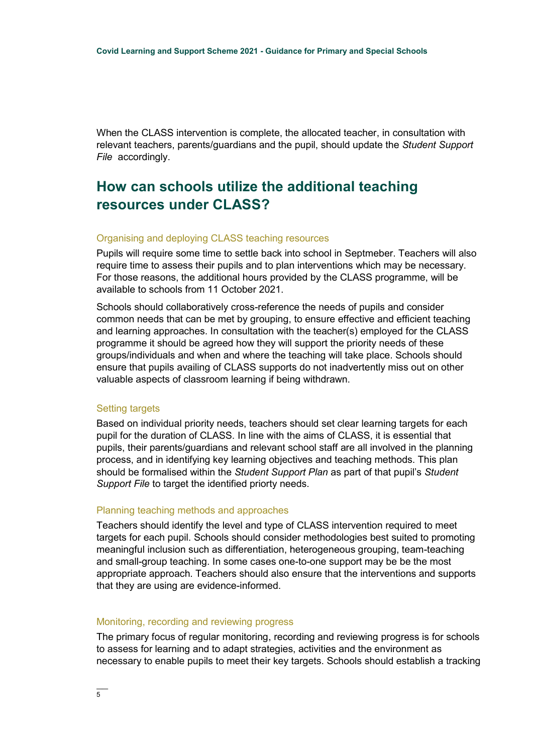When the CLASS intervention is complete, the allocated teacher, in consultation with relevant teachers, parents/guardians and the pupil, should update the *Student Support File* accordingly.

## How can schools utilize the additional teaching resources under CLASS?

### Organising and deploying CLASS teaching resources

Pupils will require some time to settle back into school in Septmeber. Teachers will also require time to assess their pupils and to plan interventions which may be necessary. For those reasons, the additional hours provided by the CLASS programme, will be available to schools from 11 October 2021.

Schools should collaboratively cross-reference the needs of pupils and consider common needs that can be met by grouping, to ensure effective and efficient teaching and learning approaches. In consultation with the teacher(s) employed for the CLASS programme it should be agreed how they will support the priority needs of these groups/individuals and when and where the teaching will take place. Schools should ensure that pupils availing of CLASS supports do not inadvertently miss out on other valuable aspects of classroom learning if being withdrawn.

### Setting targets

Based on individual priority needs, teachers should set clear learning targets for each pupil for the duration of CLASS. In line with the aims of CLASS, it is essential that pupils, their parents/guardians and relevant school staff are all involved in the planning process, and in identifying key learning objectives and teaching methods. This plan should be formalised within the *Student Support Plan* as part of that pupil's *Student Support File* to target the identified priorty needs.

### Planning teaching methods and approaches

Teachers should identify the level and type of CLASS intervention required to meet targets for each pupil. Schools should consider methodologies best suited to promoting meaningful inclusion such as differentiation, heterogeneous grouping, team-teaching and small-group teaching. In some cases one-to-one support may be be the most appropriate approach. Teachers should also ensure that the interventions and supports that they are using are evidence-informed.

### Monitoring, recording and reviewing progress

The primary focus of regular monitoring, recording and reviewing progress is for schools to assess for learning and to adapt strategies, activities and the environment as necessary to enable pupils to meet their key targets. Schools should establish a tracking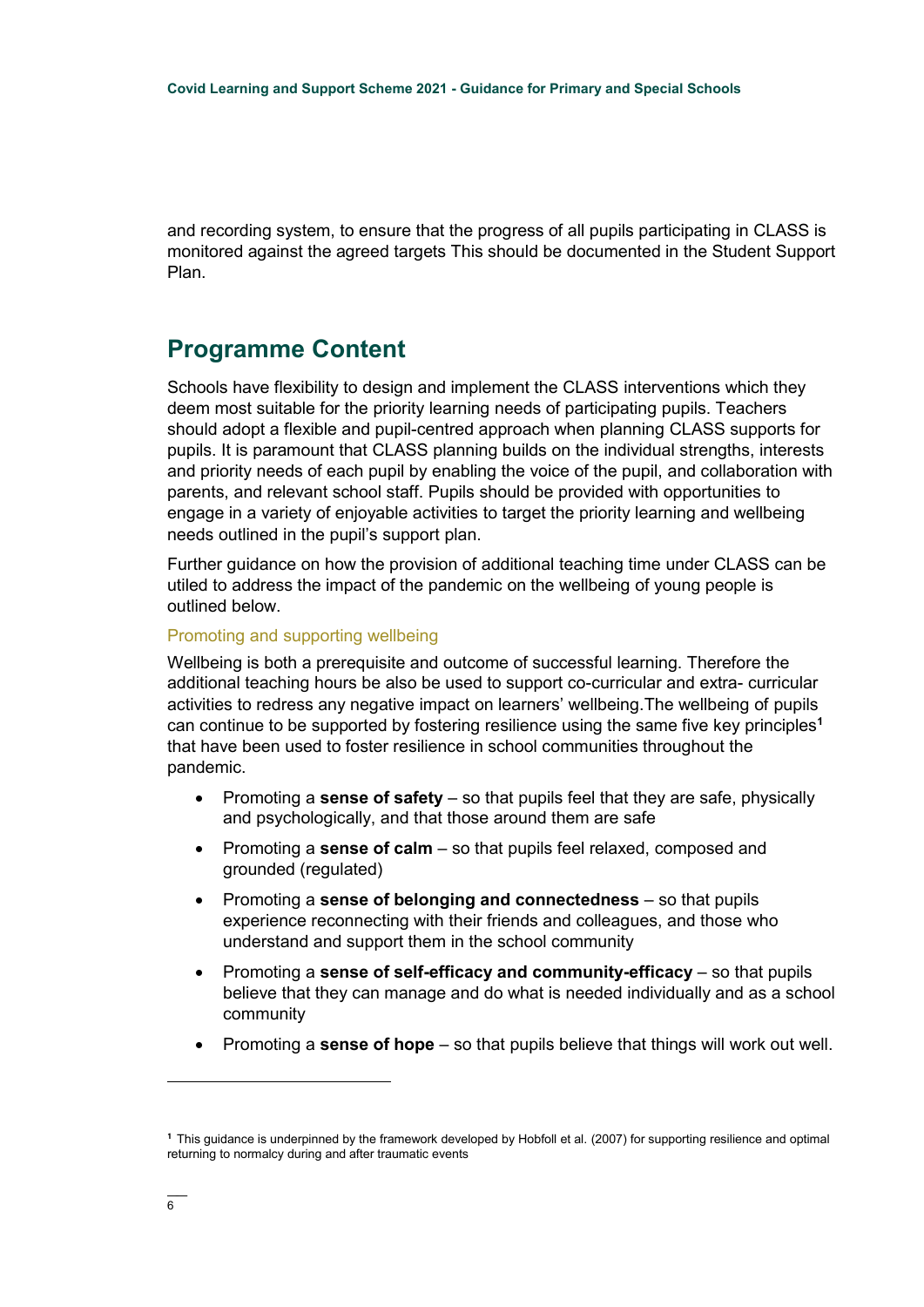and recording system, to ensure that the progress of all pupils participating in CLASS is monitored against the agreed targets This should be documented in the Student Support Plan.

## Programme Content

Schools have flexibility to design and implement the CLASS interventions which they deem most suitable for the priority learning needs of participating pupils. Teachers should adopt a flexible and pupil-centred approach when planning CLASS supports for pupils. It is paramount that CLASS planning builds on the individual strengths, interests and priority needs of each pupil by enabling the voice of the pupil, and collaboration with parents, and relevant school staff. Pupils should be provided with opportunities to engage in a variety of enjoyable activities to target the priority learning and wellbeing needs outlined in the pupil's support plan.

Further guidance on how the provision of additional teaching time under CLASS can be utiled to address the impact of the pandemic on the wellbeing of young people is outlined below.

### Promoting and supporting wellbeing

Wellbeing is both a prerequisite and outcome of successful learning. Therefore the additional teaching hours be also be used to support co-curricular and extra- curricular activities to redress any negative impact on learners' wellbeing.The wellbeing of pupils can continue to be supported by fostering resilience using the same five key principles[1] that have been used to foster resilience in school communities throughout the pandemic.

- Promoting a **sense of safety** – so that pupils feel that they are safe, physically and psychologically, and that those around them are safe
- Promoting a **sense of calm** – so that pupils feel relaxed, composed and grounded (regulated)
- Promoting a **sense of belonging and connectedness** – so that pupils experience reconnecting with their friends and colleagues, and those who understand and support them in the school community
- Promoting a **sense of self-efficacy and community-efficacy** – so that pupils believe that they can manage and do what is needed individually and as a school community
- Promoting a **sense of hope** – so that pupils believe that things will work out well.

[1] This guidance is underpinned by the framework developed by Hobfoll et al. (2007) for supporting resilience and optimal returning to normalcy during and after traumatic events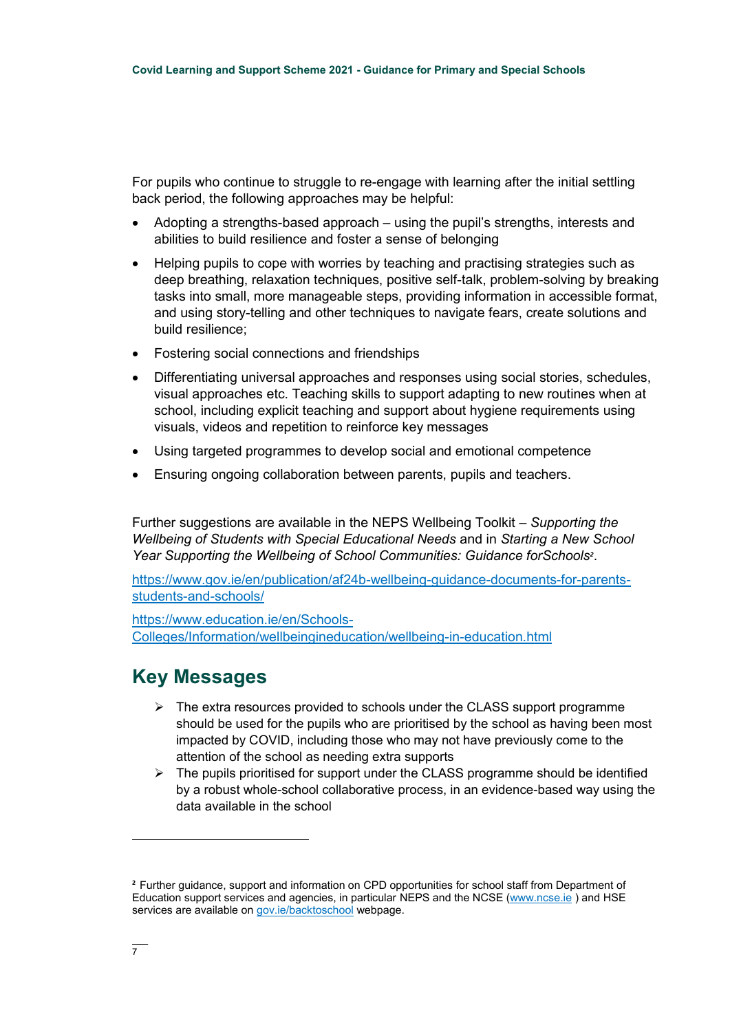For pupils who continue to struggle to re-engage with learning after the initial settling back period, the following approaches may be helpful:

- Adopting a strengths-based approach – using the pupil's strengths, interests and abilities to build resilience and foster a sense of belonging
- Helping pupils to cope with worries by teaching and practising strategies such as deep breathing, relaxation techniques, positive self-talk, problem-solving by breaking tasks into small, more manageable steps, providing information in accessible format, and using story-telling and other techniques to navigate fears, create solutions and build resilience;
- Fostering social connections and friendships
- Differentiating universal approaches and responses using social stories, schedules, visual approaches etc. Teaching skills to support adapting to new routines when at school, including explicit teaching and support about hygiene requirements using visuals, videos and repetition to reinforce key messages
- Using targeted programmes to develop social and emotional competence
- Ensuring ongoing collaboration between parents, pupils and teachers.

Further suggestions are available in the NEPS Wellbeing Toolkit – *Supporting the Wellbeing of Students with Special Educational Needs* and in *Starting a New School Year Supporting the Wellbeing of School Communities: Guidance forSchools*[2].

https://www.gov.ie/en/publication/af24b-wellbeing-guidance-documents-for-parents-students-and-schools/

https://www.education.ie/en/Schools-Colleges/Information/wellbeingineducation/wellbeing-in-education.html

## Key Messages

- The extra resources provided to schools under the CLASS support programme should be used for the pupils who are prioritised by the school as having been most impacted by COVID, including those who may not have previously come to the attention of the school as needing extra supports
- The pupils prioritised for support under the CLASS programme should be identified by a robust whole-school collaborative process, in an evidence-based way using the data available in the school

[2] Further guidance, support and information on CPD opportunities for school staff from Department of Education support services and agencies, in particular NEPS and the NCSE (www.ncse.ie ) and HSE services are available on gov.ie/backtoschool webpage.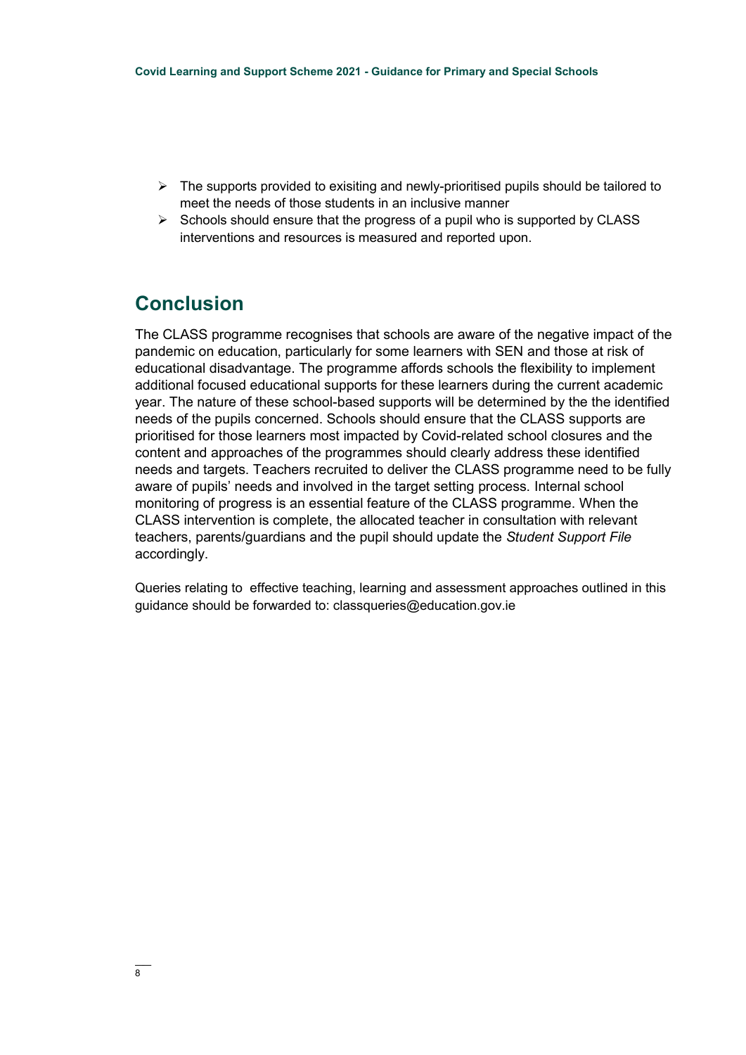- The supports provided to exisiting and newly-prioritised pupils should be tailored to meet the needs of those students in an inclusive manner
- Schools should ensure that the progress of a pupil who is supported by CLASS interventions and resources is measured and reported upon.

## Conclusion

The CLASS programme recognises that schools are aware of the negative impact of the pandemic on education, particularly for some learners with SEN and those at risk of educational disadvantage. The programme affords schools the flexibility to implement additional focused educational supports for these learners during the current academic year. The nature of these school-based supports will be determined by the the identified needs of the pupils concerned. Schools should ensure that the CLASS supports are prioritised for those learners most impacted by Covid-related school closures and the content and approaches of the programmes should clearly address these identified needs and targets. Teachers recruited to deliver the CLASS programme need to be fully aware of pupils' needs and involved in the target setting process. Internal school monitoring of progress is an essential feature of the CLASS programme. When the CLASS intervention is complete, the allocated teacher in consultation with relevant teachers, parents/guardians and the pupil should update the *Student Support File* accordingly.

Queries relating to effective teaching, learning and assessment approaches outlined in this guidance should be forwarded to: classqueries@education.gov.ie